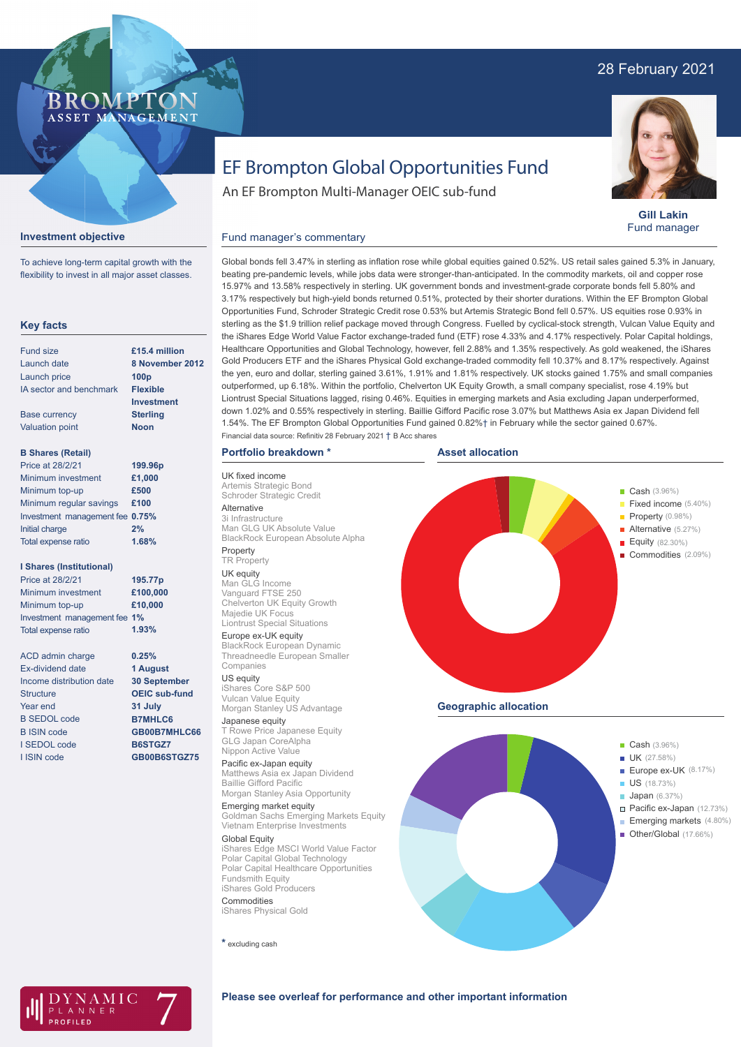28 February 2021

BROMPTON ASSET MANAGEMENT

# EF Brompton Global Opportunities Fund

An EF Brompton Multi-Manager OEIC sub-fund

**Gill Lakin**
Fund manager

## Investment objective

To achieve long-term capital growth with the flexibility to invest in all major asset classes.

## Key facts

| | |
|---|---|
| Fund size | **£15.4 million** |
| Launch date | **8 November 2012** |
| Launch price | **100p** |
| IA sector and benchmark | **Flexible Investment** |
| Base currency | **Sterling** |
| Valuation point | **Noon** |

**B Shares (Retail)**

| | |
|---|---|
| Price at 28/2/21 | **199.96p** |
| Minimum investment | **£1,000** |
| Minimum top-up | **£500** |
| Minimum regular savings | **£100** |
| Investment management fee | **0.75%** |
| Initial charge | **2%** |
| Total expense ratio | **1.68%** |

**I Shares (Institutional)**

| | |
|---|---|
| Price at 28/2/21 | **195.77p** |
| Minimum investment | **£100,000** |
| Minimum top-up | **£10,000** |
| Investment management fee | **1%** |
| Total expense ratio | **1.93%** |

| | |
|---|---|
| ACD admin charge | **0.25%** |
| Ex-dividend date | **1 August** |
| Income distribution date | **30 September** |
| Structure | **OEIC sub-fund** |
| Year end | **31 July** |
| B SEDOL code | **B7MHLC6** |
| B ISIN code | **GB00B7MHLC66** |
| I SEDOL code | **B6STGZ7** |
| I ISIN code | **GB00B6STGZ75** |

## Fund manager's commentary

Global bonds fell 3.47% in sterling as inflation rose while global equities gained 0.52%. US retail sales gained 5.3% in January, beating pre-pandemic levels, while jobs data were stronger-than-anticipated. In the commodity markets, oil and copper rose 15.97% and 13.58% respectively in sterling. UK government bonds and investment-grade corporate bonds fell 5.80% and 3.17% respectively but high-yield bonds returned 0.51%, protected by their shorter durations. Within the EF Brompton Global Opportunities Fund, Schroder Strategic Credit rose 0.53% but Artemis Strategic Bond fell 0.57%. US equities rose 0.93% in sterling as the $1.9 trillion relief package moved through Congress. Fuelled by cyclical-stock strength, Vulcan Value Equity and the iShares Edge World Value Factor exchange-traded fund (ETF) rose 4.33% and 4.17% respectively. Polar Capital holdings, Healthcare Opportunities and Global Technology, however, fell 2.88% and 1.35% respectively. As gold weakened, the iShares Gold Producers ETF and the iShares Physical Gold exchange-traded commodity fell 10.37% and 8.17% respectively. Against the yen, euro and dollar, sterling gained 3.61%, 1.91% and 1.81% respectively. UK stocks gained 1.75% and small companies outperformed, up 6.18%. Within the portfolio, Chelverton UK Equity Growth, a small company specialist, rose 4.19% but Liontrust Special Situations lagged, rising 0.46%. Equities in emerging markets and Asia excluding Japan underperformed, down 1.02% and 0.55% respectively in sterling. Baillie Gifford Pacific rose 3.07% but Matthews Asia ex Japan Dividend fell 1.54%. The EF Brompton Global Opportunities Fund gained 0.82%† in February while the sector gained 0.67%.

Financial data source: Refinitiv 28 February 2021 † B Acc shares

## Portfolio breakdown *

**UK fixed income**
Artemis Strategic Bond
Schroder Strategic Credit

**Alternative**
3i Infrastructure
Man GLG UK Absolute Value
BlackRock European Absolute Alpha

**Property**
TR Property

**UK equity**
Man GLG Income
Vanguard FTSE 250
Chelverton UK Equity Growth
Majedie UK Focus
Liontrust Special Situations

**Europe ex-UK equity**
BlackRock European Dynamic
Threadneedle European Smaller Companies

**US equity**
iShares Core S&P 500
Vulcan Value Equity
Morgan Stanley US Advantage

**Japanese equity**
T Rowe Price Japanese Equity
GLG Japan CoreAlpha
Nippon Active Value

**Pacific ex-Japan equity**
Matthews Asia ex Japan Dividend
Baillie Gifford Pacific
Morgan Stanley Asia Opportunity

**Emerging market equity**
Goldman Sachs Emerging Markets Equity
Vietnam Enterprise Investments

**Global Equity**
iShares Edge MSCI World Value Factor
Polar Capital Global Technology
Polar Capital Healthcare Opportunities
Fundsmith Equity
iShares Gold Producers

**Commodities**
iShares Physical Gold

* excluding cash

## Asset allocation

- Cash (3.96%)
- Fixed income (5.40%)
- Property (0.98%)
- Alternative (5.27%)
- Equity (82.30%)
- Commodities (2.09%)

## Geographic allocation

- Cash (3.96%)
- UK (27.58%)
- Europe ex-UK (8.17%)
- US (18.73%)
- Japan (6.37%)
- Pacific ex-Japan (12.73%)
- Emerging markets (4.80%)
- Other/Global (17.66%)

DYNAMIC PLANNER PROFILED 7

**Please see overleaf for performance and other important information**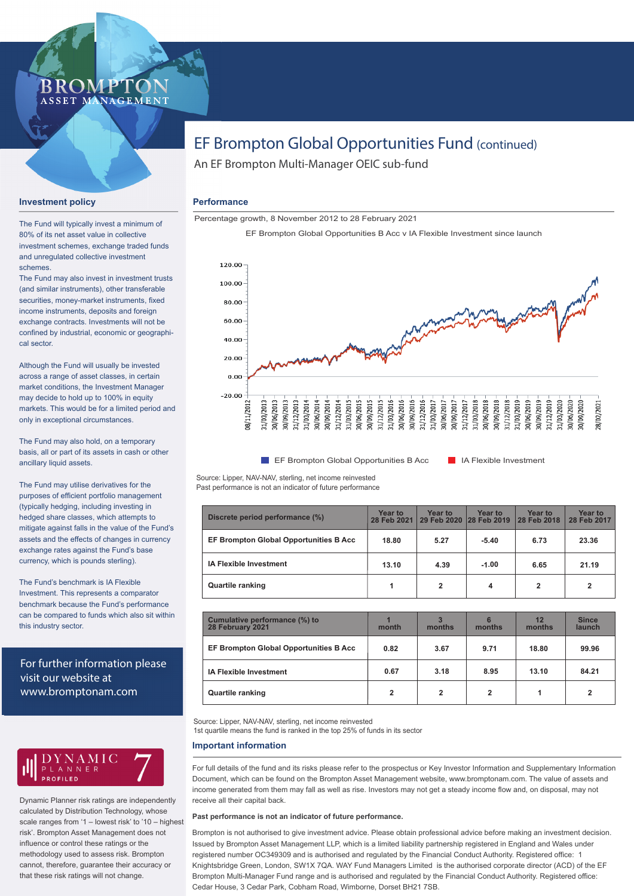# EF Brompton Global Opportunities Fund (continued)

An EF Brompton Multi-Manager OEIC sub-fund

## Investment policy

The Fund will typically invest a minimum of 80% of its net asset value in collective investment schemes, exchange traded funds and unregulated collective investment schemes.

The Fund may also invest in investment trusts (and similar instruments), other transferable securities, money-market instruments, fixed income instruments, deposits and foreign exchange contracts. Investments will not be confined by industrial, economic or geographical sector.

Although the Fund will usually be invested across a range of asset classes, in certain market conditions, the Investment Manager may decide to hold up to 100% in equity markets. This would be for a limited period and only in exceptional circumstances.

The Fund may also hold, on a temporary basis, all or part of its assets in cash or other ancillary liquid assets.

The Fund may utilise derivatives for the purposes of efficient portfolio management (typically hedging, including investing in hedged share classes, which attempts to mitigate against falls in the value of the Fund's assets and the effects of changes in currency exchange rates against the Fund's base currency, which is pounds sterling).

The Fund's benchmark is IA Flexible Investment. This represents a comparator benchmark because the Fund's performance can be compared to funds which also sit within this industry sector.

For further information please visit our website at www.bromptonam.com

DYNAMIC PLANNER PROFILED 7

Dynamic Planner risk ratings are independently calculated by Distribution Technology, whose scale ranges from '1 – lowest risk' to '10 – highest risk'. Brompton Asset Management does not influence or control these ratings or the methodology used to assess risk. Brompton cannot, therefore, guarantee their accuracy or that these risk ratings will not change.

## Performance

Percentage growth, 8 November 2012 to 28 February 2021

EF Brompton Global Opportunities B Acc v IA Flexible Investment since launch

120.00
100.00
80.00
60.00
40.00
20.00
0.00
-20.00

08/11/2012 31/03/2013 30/06/2013 30/09/2013 31/12/2013 31/03/2014 30/06/2014 30/09/2014 31/12/2014 31/03/2015 30/06/2015 30/09/2015 31/12/2015 31/03/2016 30/06/2016 30/09/2016 31/12/2016 31/03/2017 30/06/2017 30/09/2017 31/12/2017 31/03/2018 30/06/2018 30/09/2018 31/12/2018 31/03/2019 30/06/2019 30/09/2019 31/12/2019 31/03/2020 30/06/2020 30/09/2020 28/02/2021

EF Brompton Global Opportunities B Acc
IA Flexible Investment

Source: Lipper, NAV-NAV, sterling, net income reinvested
Past performance is not an indicator of future performance

| Discrete period performance (%) | Year to 28 Feb 2021 | Year to 29 Feb 2020 | Year to 28 Feb 2019 | Year to 28 Feb 2018 | Year to 28 Feb 2017 |
|---|---|---|---|---|---|
| EF Brompton Global Opportunities B Acc | 18.80 | 5.27 | -5.40 | 6.73 | 23.36 |
| IA Flexible Investment | 13.10 | 4.39 | -1.00 | 6.65 | 21.19 |
| Quartile ranking | 1 | 2 | 4 | 2 | 2 |

| Cumulative performance (%) to 28 February 2021 | 1 month | 3 months | 6 months | 12 months | Since launch |
|---|---|---|---|---|---|
| EF Brompton Global Opportunities B Acc | 0.82 | 3.67 | 9.71 | 18.80 | 99.96 |
| IA Flexible Investment | 0.67 | 3.18 | 8.95 | 13.10 | 84.21 |
| Quartile ranking | 2 | 2 | 2 | 1 | 2 |

Source: Lipper, NAV-NAV, sterling, net income reinvested
1st quartile means the fund is ranked in the top 25% of funds in its sector

## Important information

For full details of the fund and its risks please refer to the prospectus or Key Investor Information and Supplementary Information Document, which can be found on the Brompton Asset Management website, www.bromptonam.com. The value of assets and income generated from them may fall as well as rise. Investors may not get a steady income flow and, on disposal, may not receive all their capital back.

**Past performance is not an indicator of future performance.**

Brompton is not authorised to give investment advice. Please obtain professional advice before making an investment decision. Issued by Brompton Asset Management LLP, which is a limited liability partnership registered in England and Wales under registered number OC349309 and is authorised and regulated by the Financial Conduct Authority. Registered office: 1 Knightsbridge Green, London, SW1X 7QA. WAY Fund Managers Limited is the authorised corporate director (ACD) of the EF Brompton Multi-Manager Fund range and is authorised and regulated by the Financial Conduct Authority. Registered office: Cedar House, 3 Cedar Park, Cobham Road, Wimborne, Dorset BH21 7SB.